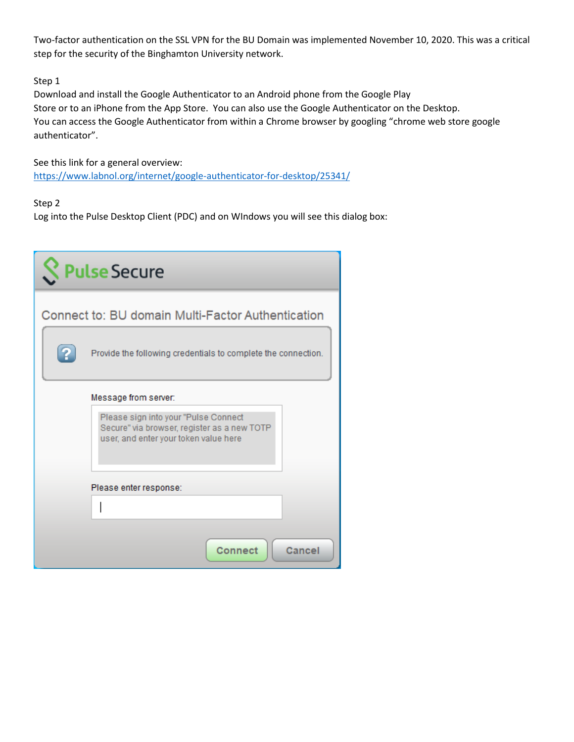Two-factor authentication on the SSL VPN for the BU Domain was implemented November 10, 2020. This was a critical step for the security of the Binghamton University network.

Step 1

Download and install the Google Authenticator to an Android phone from the Google Play Store or to an iPhone from the App Store. You can also use the Google Authenticator on the Desktop. You can access the Google Authenticator from within a Chrome browser by googling “chrome web store google authenticator”.

See this link for a general overview:
https://www.labnol.org/internet/google-authenticator-for-desktop/25341/

Step 2

Log into the Pulse Desktop Client (PDC) and on WIndows you will see this dialog box:

Pulse Secure

Connect to: BU domain Multi-Factor Authentication

Provide the following credentials to complete the connection.

Message from server:

Please sign into your "Pulse Connect Secure" via browser, register as a new TOTP user, and enter your token value here

Please enter response:

Connect Cancel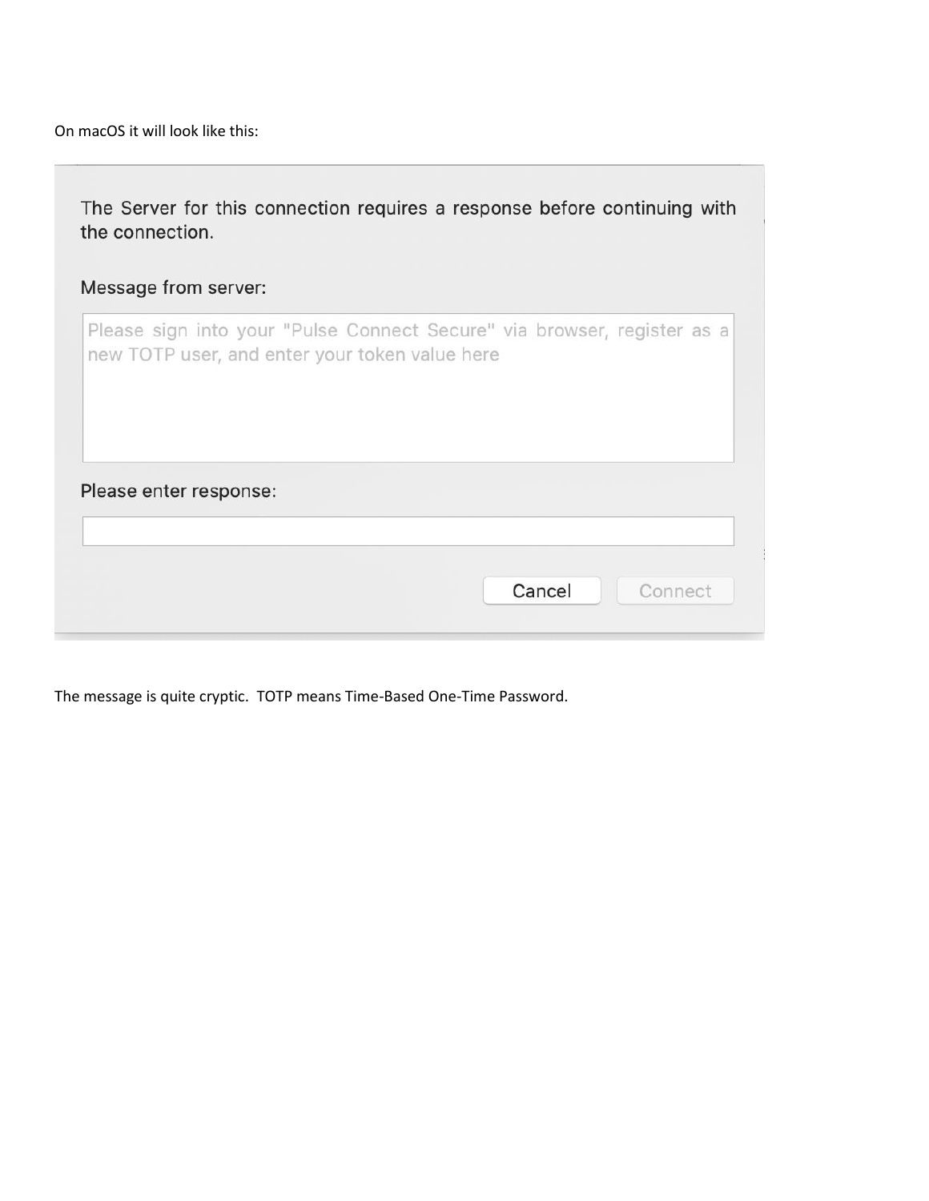On macOS it will look like this:

The Server for this connection requires a response before continuing with the connection.

Message from server:

Please sign into your "Pulse Connect Secure" via browser, register as a new TOTP user, and enter your token value here

Please enter response:

Cancel Connect

The message is quite cryptic. TOTP means Time-Based One-Time Password.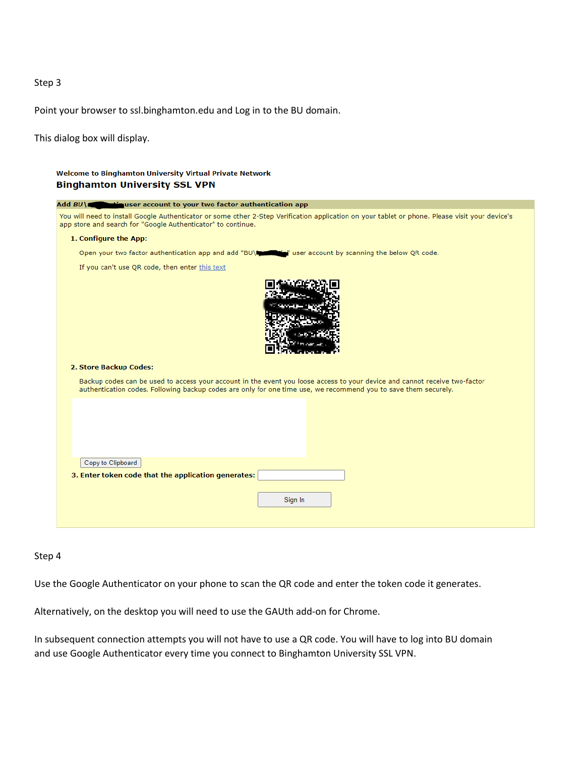Step 3

Point your browser to ssl.binghamton.edu and Log in to the BU domain.

This dialog box will display.

**Welcome to Binghamton University Virtual Private Network**

**Binghamton University SSL VPN**

**Add *BU*\ user account to your two factor authentication app**

You will need to install Google Authenticator or some other 2-Step Verification application on your tablet or phone. Please visit your device's app store and search for "Google Authenticator" to continue.

1. **Configure the App**:

   Open your two factor authentication app and add "BU\ " user account by scanning the below QR code.

   If you can't use QR code, then enter this text

2. **Store Backup Codes:**

   Backup codes can be used to access your account in the event you loose access to your device and cannot receive two-factor authentication codes. Following backup codes are only for one time use, we recommend you to save them securely.

   Copy to Clipboard

3. **Enter token code that the application generates:**

Sign In

Step 4

Use the Google Authenticator on your phone to scan the QR code and enter the token code it generates.

Alternatively, on the desktop you will need to use the GAUth add-on for Chrome.

In subsequent connection attempts you will not have to use a QR code. You will have to log into BU domain and use Google Authenticator every time you connect to Binghamton University SSL VPN.